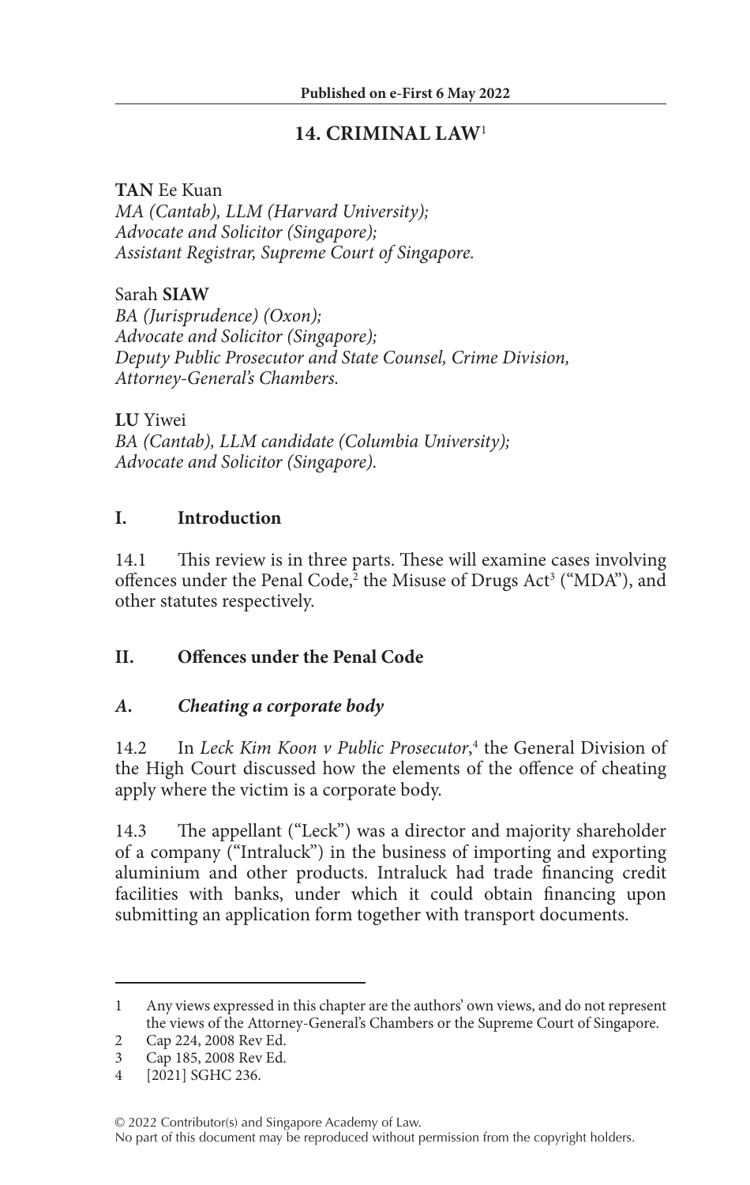Published on e-First 6 May 2022

# 14. CRIMINAL LAW[1]

**TAN** Ee Kuan
*MA (Cantab), LLM (Harvard University);*
*Advocate and Solicitor (Singapore);*
*Assistant Registrar, Supreme Court of Singapore.*

Sarah **SIAW**
*BA (Jurisprudence) (Oxon);*
*Advocate and Solicitor (Singapore);*
*Deputy Public Prosecutor and State Counsel, Crime Division, Attorney-General's Chambers.*

**LU** Yiwei
*BA (Cantab), LLM candidate (Columbia University);*
*Advocate and Solicitor (Singapore).*

## I. Introduction

14.1 This review is in three parts. These will examine cases involving offences under the Penal Code,[2] the Misuse of Drugs Act[3] ("MDA"), and other statutes respectively.

## II. Offences under the Penal Code

### *A. Cheating a corporate body*

14.2 In *Leck Kim Koon v Public Prosecutor*,[4] the General Division of the High Court discussed how the elements of the offence of cheating apply where the victim is a corporate body.

14.3 The appellant ("Leck") was a director and majority shareholder of a company ("Intraluck") in the business of importing and exporting aluminium and other products. Intraluck had trade financing credit facilities with banks, under which it could obtain financing upon submitting an application form together with transport documents.

---

1 Any views expressed in this chapter are the authors' own views, and do not represent the views of the Attorney-General's Chambers or the Supreme Court of Singapore.

2 Cap 224, 2008 Rev Ed.

3 Cap 185, 2008 Rev Ed.

4 [2021] SGHC 236.

© 2022 Contributor(s) and Singapore Academy of Law.
No part of this document may be reproduced without permission from the copyright holders.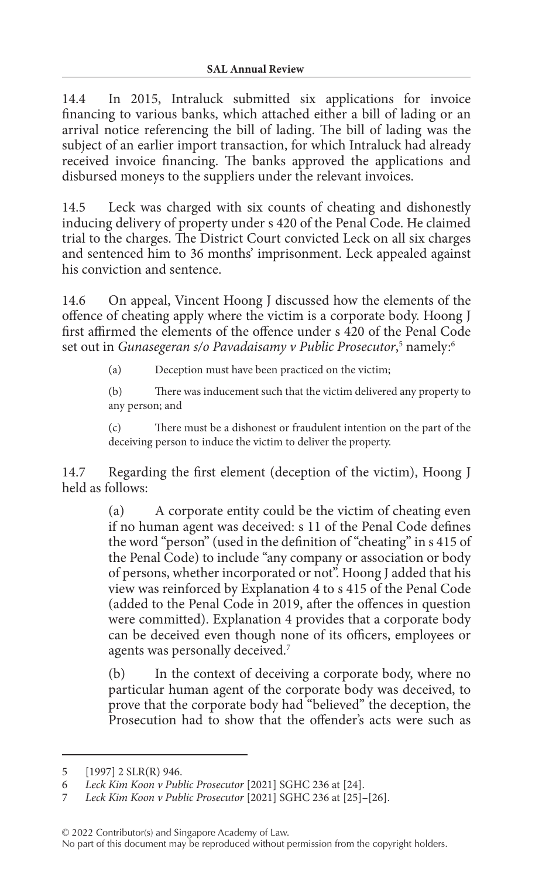14.4 In 2015, Intraluck submitted six applications for invoice financing to various banks, which attached either a bill of lading or an arrival notice referencing the bill of lading. The bill of lading was the subject of an earlier import transaction, for which Intraluck had already received invoice financing. The banks approved the applications and disbursed moneys to the suppliers under the relevant invoices.

14.5 Leck was charged with six counts of cheating and dishonestly inducing delivery of property under s 420 of the Penal Code. He claimed trial to the charges. The District Court convicted Leck on all six charges and sentenced him to 36 months' imprisonment. Leck appealed against his conviction and sentence.

14.6 On appeal, Vincent Hoong J discussed how the elements of the offence of cheating apply where the victim is a corporate body. Hoong J first affirmed the elements of the offence under s 420 of the Penal Code set out in *Gunasegeran s/o Pavadaisamy v Public Prosecutor*,[5] namely:[6]

> (a) Deception must have been practiced on the victim;
>
> (b) There was inducement such that the victim delivered any property to any person; and
>
> (c) There must be a dishonest or fraudulent intention on the part of the deceiving person to induce the victim to deliver the property.

14.7 Regarding the first element (deception of the victim), Hoong J held as follows:

> (a) A corporate entity could be the victim of cheating even if no human agent was deceived: s 11 of the Penal Code defines the word "person" (used in the definition of "cheating" in s 415 of the Penal Code) to include "any company or association or body of persons, whether incorporated or not". Hoong J added that his view was reinforced by Explanation 4 to s 415 of the Penal Code (added to the Penal Code in 2019, after the offences in question were committed). Explanation 4 provides that a corporate body can be deceived even though none of its officers, employees or agents was personally deceived.[7]
>
> (b) In the context of deceiving a corporate body, where no particular human agent of the corporate body was deceived, to prove that the corporate body had "believed" the deception, the Prosecution had to show that the offender's acts were such as

---

5 [1997] 2 SLR(R) 946.

6 *Leck Kim Koon v Public Prosecutor* [2021] SGHC 236 at [24].

7 *Leck Kim Koon v Public Prosecutor* [2021] SGHC 236 at [25]–[26].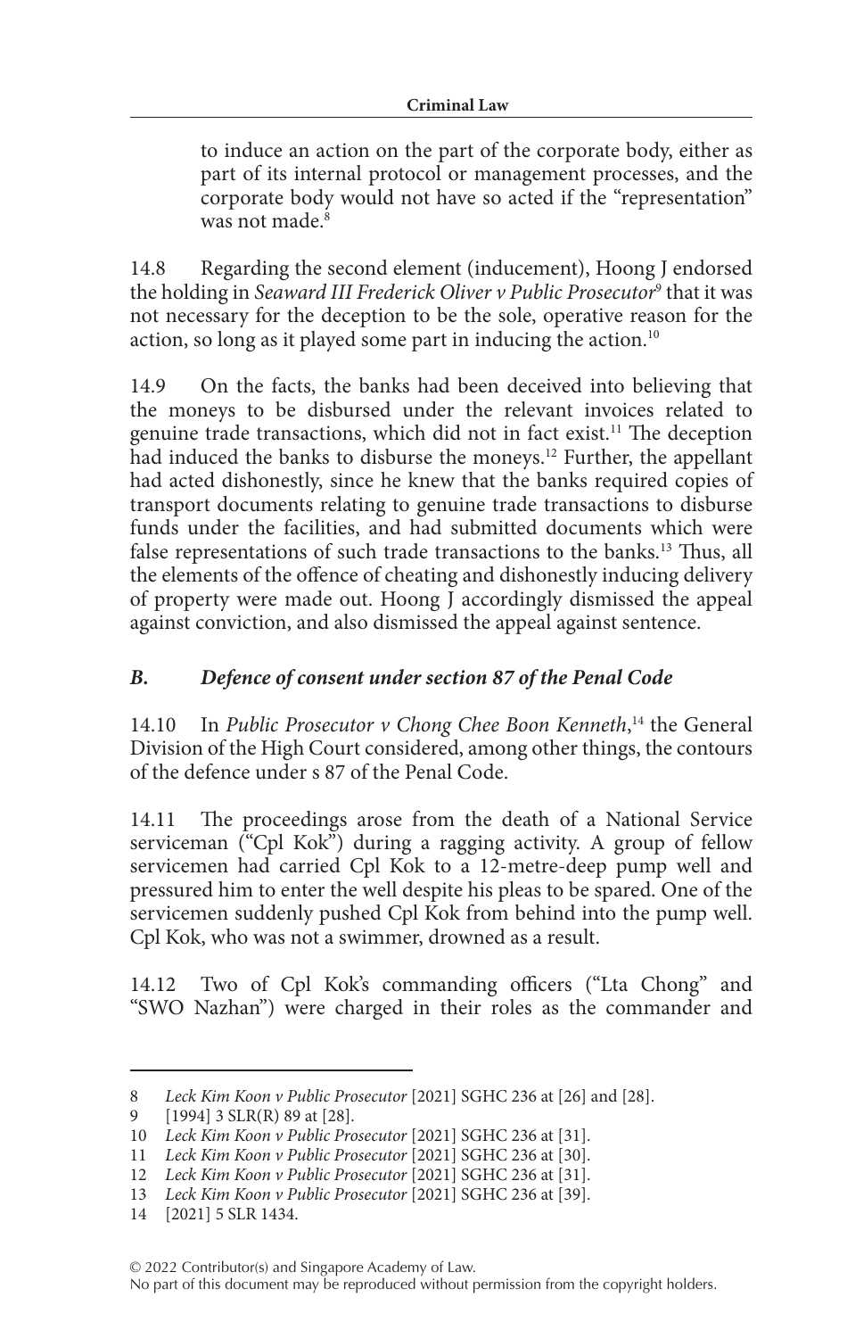to induce an action on the part of the corporate body, either as part of its internal protocol or management processes, and the corporate body would not have so acted if the "representation" was not made.[8]

14.8 Regarding the second element (inducement), Hoong J endorsed the holding in *Seaward III Frederick Oliver v Public Prosecutor*[9] that it was not necessary for the deception to be the sole, operative reason for the action, so long as it played some part in inducing the action.[10]

14.9 On the facts, the banks had been deceived into believing that the moneys to be disbursed under the relevant invoices related to genuine trade transactions, which did not in fact exist.[11] The deception had induced the banks to disburse the moneys.[12] Further, the appellant had acted dishonestly, since he knew that the banks required copies of transport documents relating to genuine trade transactions to disburse funds under the facilities, and had submitted documents which were false representations of such trade transactions to the banks.[13] Thus, all the elements of the offence of cheating and dishonestly inducing delivery of property were made out. Hoong J accordingly dismissed the appeal against conviction, and also dismissed the appeal against sentence.

## *B. Defence of consent under section 87 of the Penal Code*

14.10 In *Public Prosecutor v Chong Chee Boon Kenneth*,[14] the General Division of the High Court considered, among other things, the contours of the defence under s 87 of the Penal Code.

14.11 The proceedings arose from the death of a National Service serviceman ("Cpl Kok") during a ragging activity. A group of fellow servicemen had carried Cpl Kok to a 12-metre-deep pump well and pressured him to enter the well despite his pleas to be spared. One of the servicemen suddenly pushed Cpl Kok from behind into the pump well. Cpl Kok, who was not a swimmer, drowned as a result.

14.12 Two of Cpl Kok's commanding officers ("Lta Chong" and "SWO Nazhan") were charged in their roles as the commander and

---

8 *Leck Kim Koon v Public Prosecutor* [2021] SGHC 236 at [26] and [28].

9 [1994] 3 SLR(R) 89 at [28].

10 *Leck Kim Koon v Public Prosecutor* [2021] SGHC 236 at [31].

11 *Leck Kim Koon v Public Prosecutor* [2021] SGHC 236 at [30].

12 *Leck Kim Koon v Public Prosecutor* [2021] SGHC 236 at [31].

13 *Leck Kim Koon v Public Prosecutor* [2021] SGHC 236 at [39].

14 [2021] 5 SLR 1434.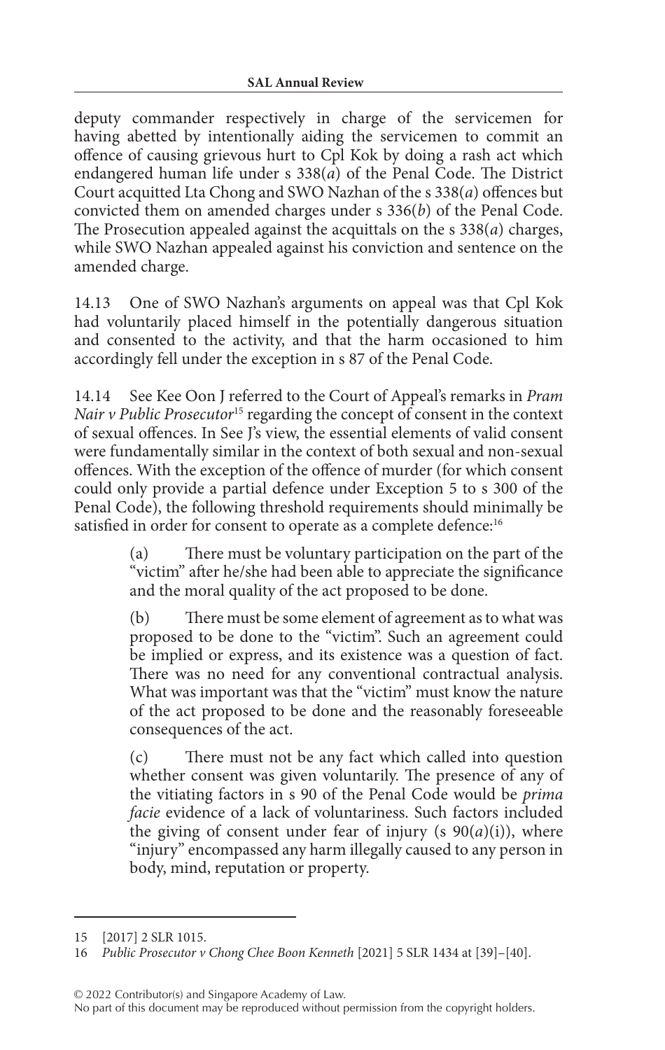deputy commander respectively in charge of the servicemen for having abetted by intentionally aiding the servicemen to commit an offence of causing grievous hurt to Cpl Kok by doing a rash act which endangered human life under s 338(*a*) of the Penal Code. The District Court acquitted Lta Chong and SWO Nazhan of the s 338(*a*) offences but convicted them on amended charges under s 336(*b*) of the Penal Code. The Prosecution appealed against the acquittals on the s 338(*a*) charges, while SWO Nazhan appealed against his conviction and sentence on the amended charge.

14.13 One of SWO Nazhan's arguments on appeal was that Cpl Kok had voluntarily placed himself in the potentially dangerous situation and consented to the activity, and that the harm occasioned to him accordingly fell under the exception in s 87 of the Penal Code.

14.14 See Kee Oon J referred to the Court of Appeal's remarks in *Pram Nair v Public Prosecutor*[15] regarding the concept of consent in the context of sexual offences. In See J's view, the essential elements of valid consent were fundamentally similar in the context of both sexual and non-sexual offences. With the exception of the offence of murder (for which consent could only provide a partial defence under Exception 5 to s 300 of the Penal Code), the following threshold requirements should minimally be satisfied in order for consent to operate as a complete defence:[16]

> (a) There must be voluntary participation on the part of the "victim" after he/she had been able to appreciate the significance and the moral quality of the act proposed to be done.
>
> (b) There must be some element of agreement as to what was proposed to be done to the "victim". Such an agreement could be implied or express, and its existence was a question of fact. There was no need for any conventional contractual analysis. What was important was that the "victim" must know the nature of the act proposed to be done and the reasonably foreseeable consequences of the act.
>
> (c) There must not be any fact which called into question whether consent was given voluntarily. The presence of any of the vitiating factors in s 90 of the Penal Code would be *prima facie* evidence of a lack of voluntariness. Such factors included the giving of consent under fear of injury (s 90(*a*)(i)), where "injury" encompassed any harm illegally caused to any person in body, mind, reputation or property.

---

15 [2017] 2 SLR 1015.

16 *Public Prosecutor v Chong Chee Boon Kenneth* [2021] 5 SLR 1434 at [39]–[40].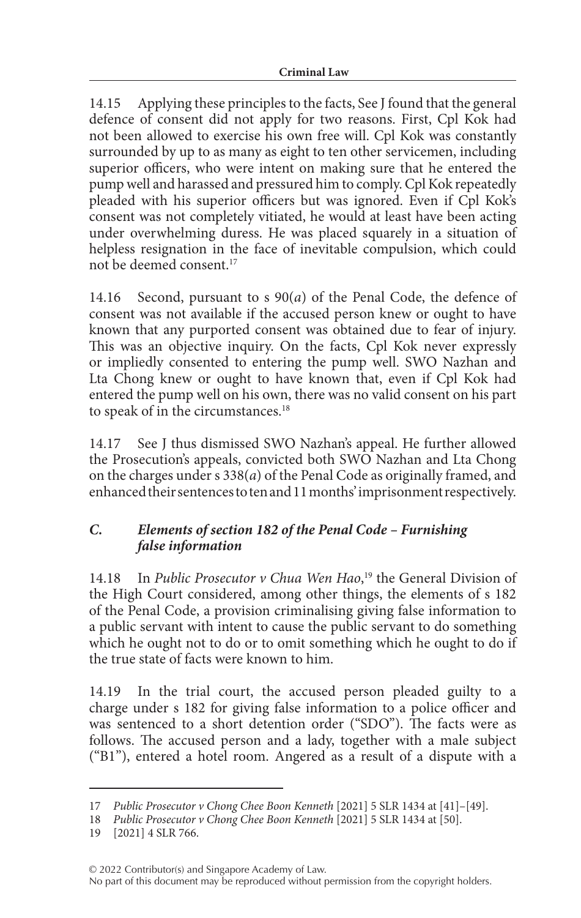14.15 Applying these principles to the facts, See J found that the general defence of consent did not apply for two reasons. First, Cpl Kok had not been allowed to exercise his own free will. Cpl Kok was constantly surrounded by up to as many as eight to ten other servicemen, including superior officers, who were intent on making sure that he entered the pump well and harassed and pressured him to comply. Cpl Kok repeatedly pleaded with his superior officers but was ignored. Even if Cpl Kok's consent was not completely vitiated, he would at least have been acting under overwhelming duress. He was placed squarely in a situation of helpless resignation in the face of inevitable compulsion, which could not be deemed consent.[17]

14.16 Second, pursuant to s 90(*a*) of the Penal Code, the defence of consent was not available if the accused person knew or ought to have known that any purported consent was obtained due to fear of injury. This was an objective inquiry. On the facts, Cpl Kok never expressly or impliedly consented to entering the pump well. SWO Nazhan and Lta Chong knew or ought to have known that, even if Cpl Kok had entered the pump well on his own, there was no valid consent on his part to speak of in the circumstances.[18]

14.17 See J thus dismissed SWO Nazhan's appeal. He further allowed the Prosecution's appeals, convicted both SWO Nazhan and Lta Chong on the charges under s 338(*a*) of the Penal Code as originally framed, and enhanced their sentences to ten and 11 months' imprisonment respectively.

### *C. Elements of section 182 of the Penal Code – Furnishing false information*

14.18 In *Public Prosecutor v Chua Wen Hao*,[19] the General Division of the High Court considered, among other things, the elements of s 182 of the Penal Code, a provision criminalising giving false information to a public servant with intent to cause the public servant to do something which he ought not to do or to omit something which he ought to do if the true state of facts were known to him.

14.19 In the trial court, the accused person pleaded guilty to a charge under s 182 for giving false information to a police officer and was sentenced to a short detention order ("SDO"). The facts were as follows. The accused person and a lady, together with a male subject ("B1"), entered a hotel room. Angered as a result of a dispute with a

---

17 *Public Prosecutor v Chong Chee Boon Kenneth* [2021] 5 SLR 1434 at [41]–[49].

18 *Public Prosecutor v Chong Chee Boon Kenneth* [2021] 5 SLR 1434 at [50].

19 [2021] 4 SLR 766.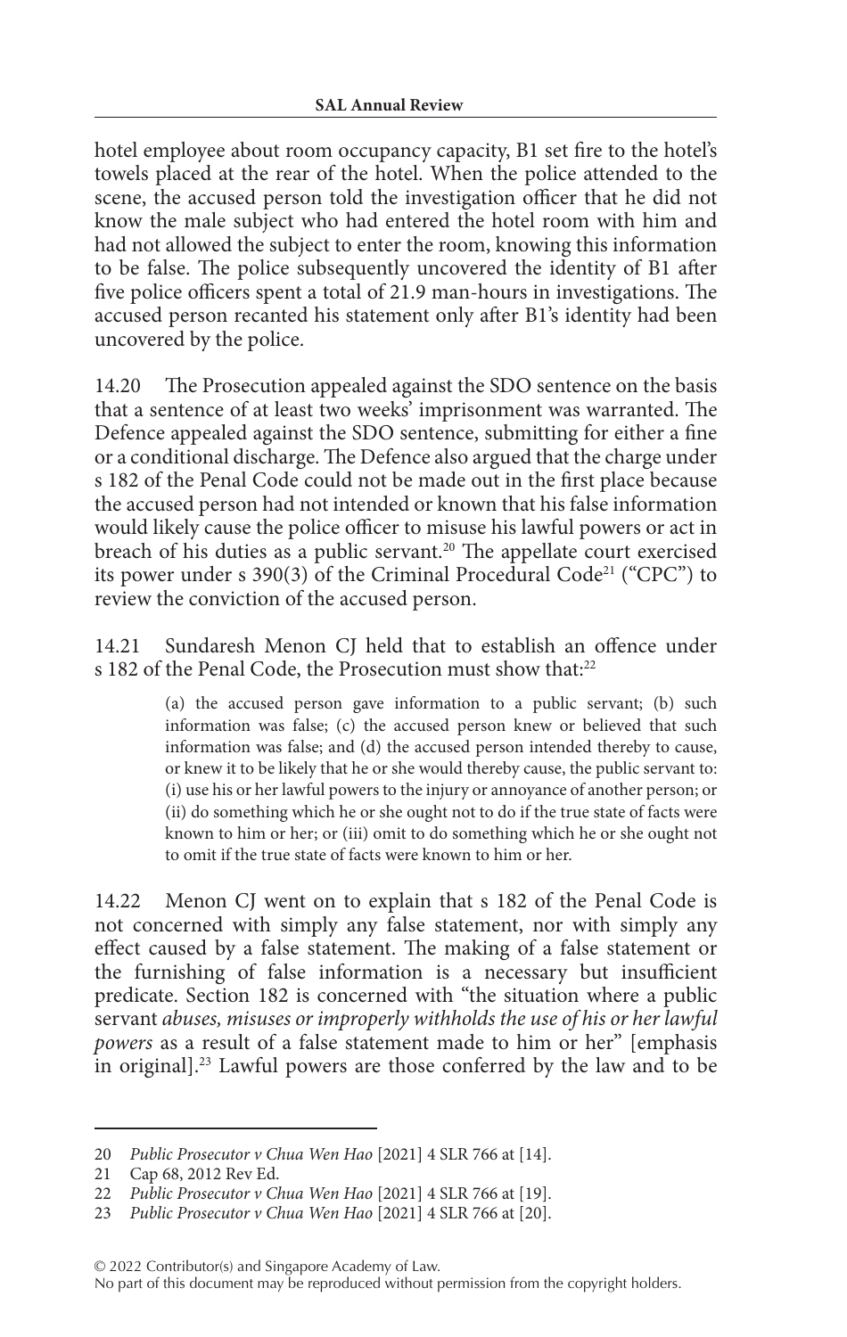hotel employee about room occupancy capacity, B1 set fire to the hotel's towels placed at the rear of the hotel. When the police attended to the scene, the accused person told the investigation officer that he did not know the male subject who had entered the hotel room with him and had not allowed the subject to enter the room, knowing this information to be false. The police subsequently uncovered the identity of B1 after five police officers spent a total of 21.9 man-hours in investigations. The accused person recanted his statement only after B1's identity had been uncovered by the police.

14.20 The Prosecution appealed against the SDO sentence on the basis that a sentence of at least two weeks' imprisonment was warranted. The Defence appealed against the SDO sentence, submitting for either a fine or a conditional discharge. The Defence also argued that the charge under s 182 of the Penal Code could not be made out in the first place because the accused person had not intended or known that his false information would likely cause the police officer to misuse his lawful powers or act in breach of his duties as a public servant.[20] The appellate court exercised its power under s 390(3) of the Criminal Procedural Code[21] ("CPC") to review the conviction of the accused person.

14.21 Sundaresh Menon CJ held that to establish an offence under s 182 of the Penal Code, the Prosecution must show that:[22]

> (a) the accused person gave information to a public servant; (b) such information was false; (c) the accused person knew or believed that such information was false; and (d) the accused person intended thereby to cause, or knew it to be likely that he or she would thereby cause, the public servant to: (i) use his or her lawful powers to the injury or annoyance of another person; or (ii) do something which he or she ought not to do if the true state of facts were known to him or her; or (iii) omit to do something which he or she ought not to omit if the true state of facts were known to him or her.

14.22 Menon CJ went on to explain that s 182 of the Penal Code is not concerned with simply any false statement, nor with simply any effect caused by a false statement. The making of a false statement or the furnishing of false information is a necessary but insufficient predicate. Section 182 is concerned with "the situation where a public servant *abuses, misuses or improperly withholds the use of his or her lawful powers* as a result of a false statement made to him or her" [emphasis in original].[23] Lawful powers are those conferred by the law and to be

---

20 *Public Prosecutor v Chua Wen Hao* [2021] 4 SLR 766 at [14].

21 Cap 68, 2012 Rev Ed.

22 *Public Prosecutor v Chua Wen Hao* [2021] 4 SLR 766 at [19].

23 *Public Prosecutor v Chua Wen Hao* [2021] 4 SLR 766 at [20].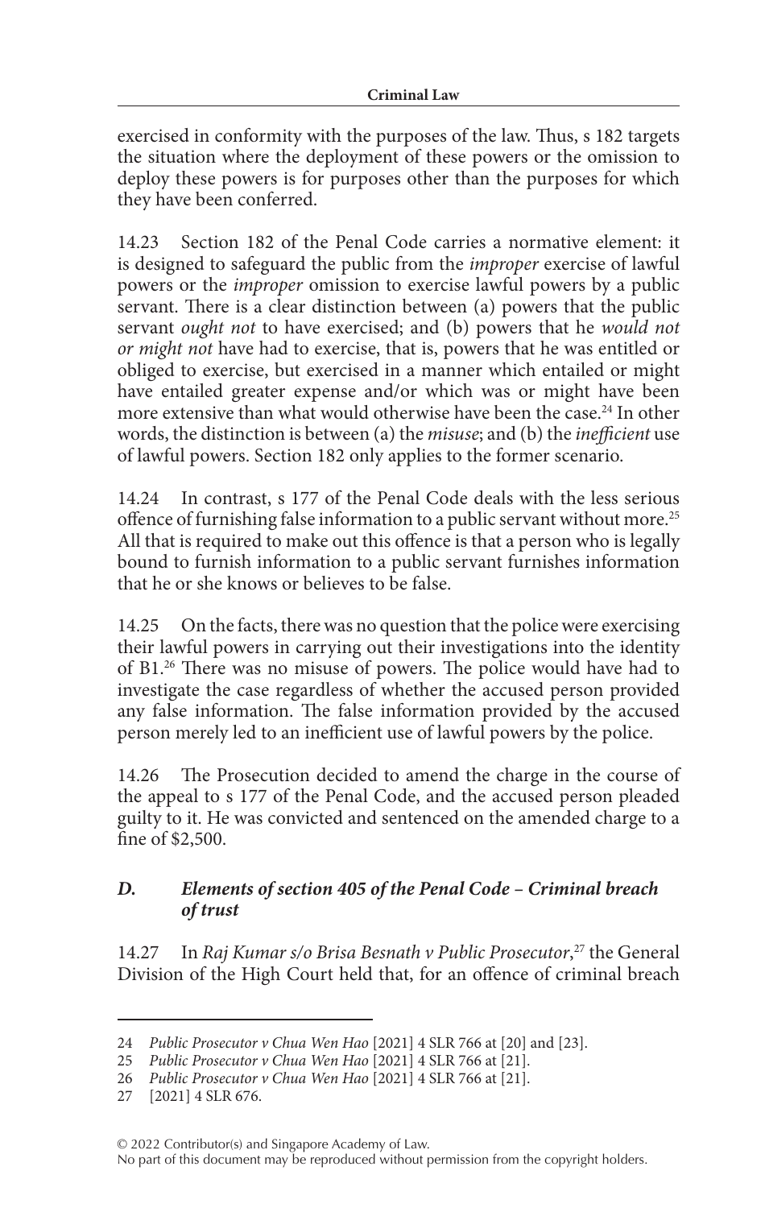exercised in conformity with the purposes of the law. Thus, s 182 targets the situation where the deployment of these powers or the omission to deploy these powers is for purposes other than the purposes for which they have been conferred.

14.23 Section 182 of the Penal Code carries a normative element: it is designed to safeguard the public from the *improper* exercise of lawful powers or the *improper* omission to exercise lawful powers by a public servant. There is a clear distinction between (a) powers that the public servant *ought not* to have exercised; and (b) powers that he *would not or might not* have had to exercise, that is, powers that he was entitled or obliged to exercise, but exercised in a manner which entailed or might have entailed greater expense and/or which was or might have been more extensive than what would otherwise have been the case.[24] In other words, the distinction is between (a) the *misuse*; and (b) the *inefficient* use of lawful powers. Section 182 only applies to the former scenario.

14.24 In contrast, s 177 of the Penal Code deals with the less serious offence of furnishing false information to a public servant without more.[25] All that is required to make out this offence is that a person who is legally bound to furnish information to a public servant furnishes information that he or she knows or believes to be false.

14.25 On the facts, there was no question that the police were exercising their lawful powers in carrying out their investigations into the identity of B1.[26] There was no misuse of powers. The police would have had to investigate the case regardless of whether the accused person provided any false information. The false information provided by the accused person merely led to an inefficient use of lawful powers by the police.

14.26 The Prosecution decided to amend the charge in the course of the appeal to s 177 of the Penal Code, and the accused person pleaded guilty to it. He was convicted and sentenced on the amended charge to a fine of $2,500.

### *D. Elements of section 405 of the Penal Code – Criminal breach of trust*

14.27 In *Raj Kumar s/o Brisa Besnath v Public Prosecutor*,[27] the General Division of the High Court held that, for an offence of criminal breach

---

24 *Public Prosecutor v Chua Wen Hao* [2021] 4 SLR 766 at [20] and [23].

25 *Public Prosecutor v Chua Wen Hao* [2021] 4 SLR 766 at [21].

26 *Public Prosecutor v Chua Wen Hao* [2021] 4 SLR 766 at [21].

27 [2021] 4 SLR 676.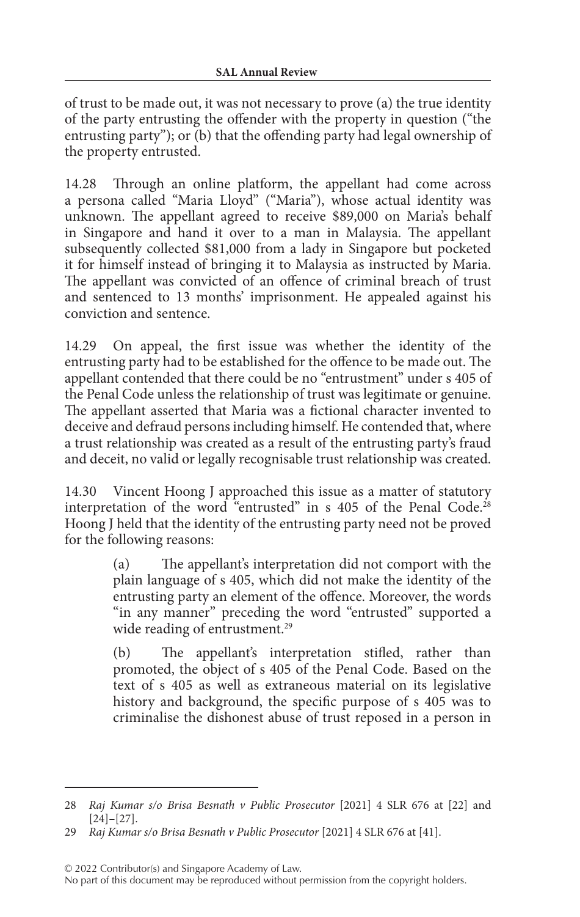of trust to be made out, it was not necessary to prove (a) the true identity of the party entrusting the offender with the property in question ("the entrusting party"); or (b) that the offending party had legal ownership of the property entrusted.

14.28 Through an online platform, the appellant had come across a persona called "Maria Lloyd" ("Maria"), whose actual identity was unknown. The appellant agreed to receive $89,000 on Maria's behalf in Singapore and hand it over to a man in Malaysia. The appellant subsequently collected $81,000 from a lady in Singapore but pocketed it for himself instead of bringing it to Malaysia as instructed by Maria. The appellant was convicted of an offence of criminal breach of trust and sentenced to 13 months' imprisonment. He appealed against his conviction and sentence.

14.29 On appeal, the first issue was whether the identity of the entrusting party had to be established for the offence to be made out. The appellant contended that there could be no "entrustment" under s 405 of the Penal Code unless the relationship of trust was legitimate or genuine. The appellant asserted that Maria was a fictional character invented to deceive and defraud persons including himself. He contended that, where a trust relationship was created as a result of the entrusting party's fraud and deceit, no valid or legally recognisable trust relationship was created.

14.30 Vincent Hoong J approached this issue as a matter of statutory interpretation of the word "entrusted" in s 405 of the Penal Code.[28] Hoong J held that the identity of the entrusting party need not be proved for the following reasons:

> (a) The appellant's interpretation did not comport with the plain language of s 405, which did not make the identity of the entrusting party an element of the offence. Moreover, the words "in any manner" preceding the word "entrusted" supported a wide reading of entrustment.[29]
>
> (b) The appellant's interpretation stifled, rather than promoted, the object of s 405 of the Penal Code. Based on the text of s 405 as well as extraneous material on its legislative history and background, the specific purpose of s 405 was to criminalise the dishonest abuse of trust reposed in a person in

---

28 *Raj Kumar s/o Brisa Besnath v Public Prosecutor* [2021] 4 SLR 676 at [22] and [24]–[27].

29 *Raj Kumar s/o Brisa Besnath v Public Prosecutor* [2021] 4 SLR 676 at [41].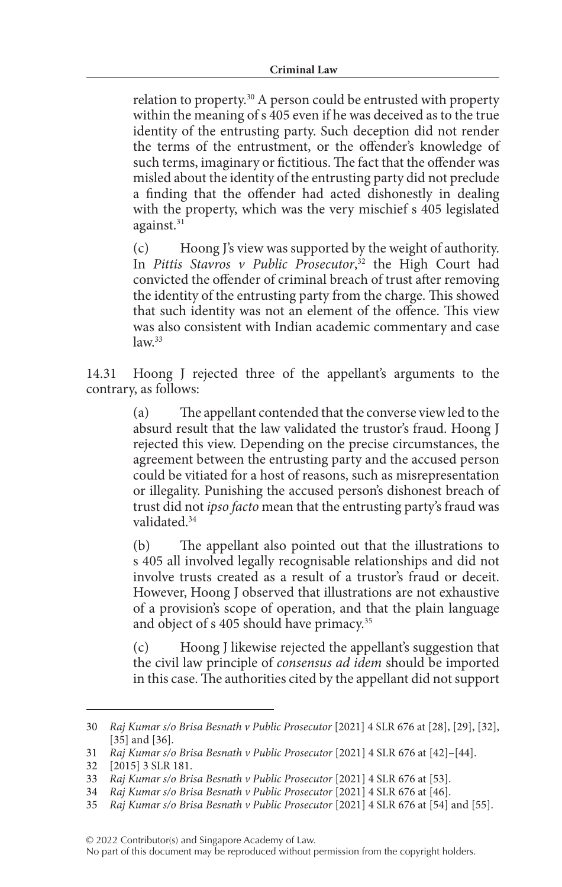relation to property.[30] A person could be entrusted with property within the meaning of s 405 even if he was deceived as to the true identity of the entrusting party. Such deception did not render the terms of the entrustment, or the offender's knowledge of such terms, imaginary or fictitious. The fact that the offender was misled about the identity of the entrusting party did not preclude a finding that the offender had acted dishonestly in dealing with the property, which was the very mischief s 405 legislated against.[31]

(c) Hoong J's view was supported by the weight of authority. In *Pittis Stavros v Public Prosecutor*,[32] the High Court had convicted the offender of criminal breach of trust after removing the identity of the entrusting party from the charge. This showed that such identity was not an element of the offence. This view was also consistent with Indian academic commentary and case law.[33]

14.31 Hoong J rejected three of the appellant's arguments to the contrary, as follows:

(a) The appellant contended that the converse view led to the absurd result that the law validated the trustor's fraud. Hoong J rejected this view. Depending on the precise circumstances, the agreement between the entrusting party and the accused person could be vitiated for a host of reasons, such as misrepresentation or illegality. Punishing the accused person's dishonest breach of trust did not *ipso facto* mean that the entrusting party's fraud was validated.[34]

(b) The appellant also pointed out that the illustrations to s 405 all involved legally recognisable relationships and did not involve trusts created as a result of a trustor's fraud or deceit. However, Hoong J observed that illustrations are not exhaustive of a provision's scope of operation, and that the plain language and object of s 405 should have primacy.[35]

(c) Hoong J likewise rejected the appellant's suggestion that the civil law principle of *consensus ad idem* should be imported in this case. The authorities cited by the appellant did not support

---

30 *Raj Kumar s/o Brisa Besnath v Public Prosecutor* [2021] 4 SLR 676 at [28], [29], [32], [35] and [36].

31 *Raj Kumar s/o Brisa Besnath v Public Prosecutor* [2021] 4 SLR 676 at [42]–[44].

32 [2015] 3 SLR 181.

33 *Raj Kumar s/o Brisa Besnath v Public Prosecutor* [2021] 4 SLR 676 at [53].

34 *Raj Kumar s/o Brisa Besnath v Public Prosecutor* [2021] 4 SLR 676 at [46].

35 *Raj Kumar s/o Brisa Besnath v Public Prosecutor* [2021] 4 SLR 676 at [54] and [55].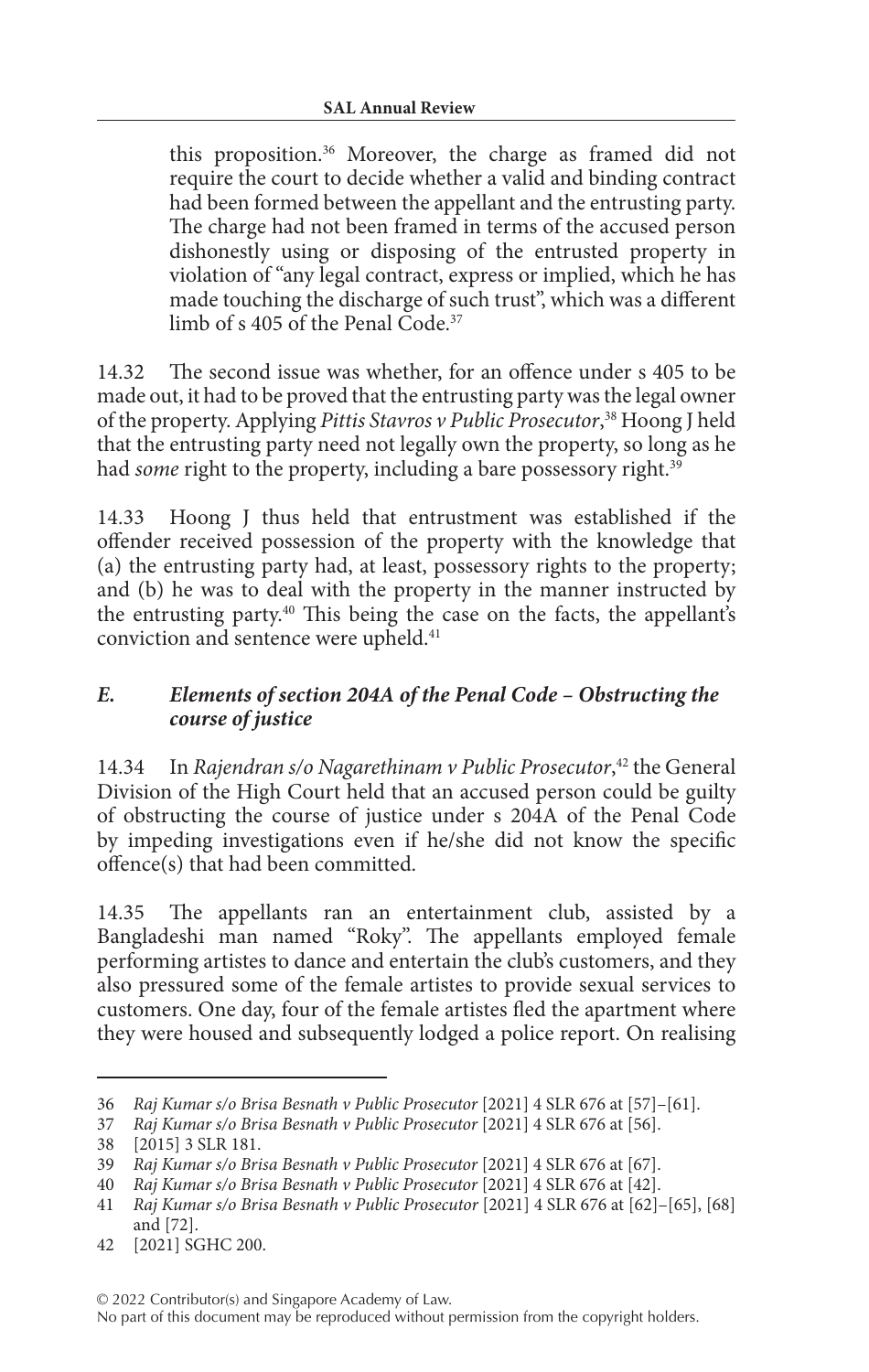this proposition.[36] Moreover, the charge as framed did not require the court to decide whether a valid and binding contract had been formed between the appellant and the entrusting party. The charge had not been framed in terms of the accused person dishonestly using or disposing of the entrusted property in violation of "any legal contract, express or implied, which he has made touching the discharge of such trust", which was a different limb of s 405 of the Penal Code.[37]

14.32 The second issue was whether, for an offence under s 405 to be made out, it had to be proved that the entrusting party was the legal owner of the property. Applying *Pittis Stavros v Public Prosecutor*,[38] Hoong J held that the entrusting party need not legally own the property, so long as he had *some* right to the property, including a bare possessory right.[39]

14.33 Hoong J thus held that entrustment was established if the offender received possession of the property with the knowledge that (a) the entrusting party had, at least, possessory rights to the property; and (b) he was to deal with the property in the manner instructed by the entrusting party.[40] This being the case on the facts, the appellant's conviction and sentence were upheld.[41]

### *E. Elements of section 204A of the Penal Code – Obstructing the course of justice*

14.34 In *Rajendran s/o Nagarethinam v Public Prosecutor*,[42] the General Division of the High Court held that an accused person could be guilty of obstructing the course of justice under s 204A of the Penal Code by impeding investigations even if he/she did not know the specific offence(s) that had been committed.

14.35 The appellants ran an entertainment club, assisted by a Bangladeshi man named "Roky". The appellants employed female performing artistes to dance and entertain the club's customers, and they also pressured some of the female artistes to provide sexual services to customers. One day, four of the female artistes fled the apartment where they were housed and subsequently lodged a police report. On realising

---

36 *Raj Kumar s/o Brisa Besnath v Public Prosecutor* [2021] 4 SLR 676 at [57]–[61].

37 *Raj Kumar s/o Brisa Besnath v Public Prosecutor* [2021] 4 SLR 676 at [56].

38 [2015] 3 SLR 181.

39 *Raj Kumar s/o Brisa Besnath v Public Prosecutor* [2021] 4 SLR 676 at [67].

40 *Raj Kumar s/o Brisa Besnath v Public Prosecutor* [2021] 4 SLR 676 at [42].

41 *Raj Kumar s/o Brisa Besnath v Public Prosecutor* [2021] 4 SLR 676 at [62]–[65], [68] and [72].

42 [2021] SGHC 200.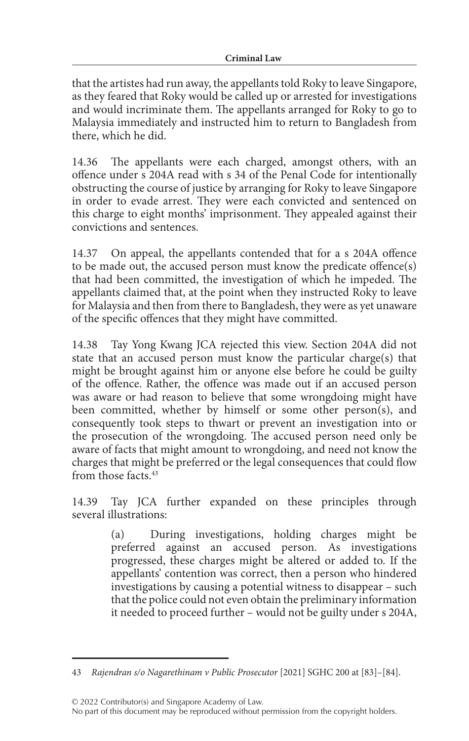that the artistes had run away, the appellants told Roky to leave Singapore, as they feared that Roky would be called up or arrested for investigations and would incriminate them. The appellants arranged for Roky to go to Malaysia immediately and instructed him to return to Bangladesh from there, which he did.

14.36 The appellants were each charged, amongst others, with an offence under s 204A read with s 34 of the Penal Code for intentionally obstructing the course of justice by arranging for Roky to leave Singapore in order to evade arrest. They were each convicted and sentenced on this charge to eight months' imprisonment. They appealed against their convictions and sentences.

14.37 On appeal, the appellants contended that for a s 204A offence to be made out, the accused person must know the predicate offence(s) that had been committed, the investigation of which he impeded. The appellants claimed that, at the point when they instructed Roky to leave for Malaysia and then from there to Bangladesh, they were as yet unaware of the specific offences that they might have committed.

14.38 Tay Yong Kwang JCA rejected this view. Section 204A did not state that an accused person must know the particular charge(s) that might be brought against him or anyone else before he could be guilty of the offence. Rather, the offence was made out if an accused person was aware or had reason to believe that some wrongdoing might have been committed, whether by himself or some other person(s), and consequently took steps to thwart or prevent an investigation into or the prosecution of the wrongdoing. The accused person need only be aware of facts that might amount to wrongdoing, and need not know the charges that might be preferred or the legal consequences that could flow from those facts.[43]

14.39 Tay JCA further expanded on these principles through several illustrations:

> (a) During investigations, holding charges might be preferred against an accused person. As investigations progressed, these charges might be altered or added to. If the appellants' contention was correct, then a person who hindered investigations by causing a potential witness to disappear – such that the police could not even obtain the preliminary information it needed to proceed further – would not be guilty under s 204A,

---

43 *Rajendran s/o Nagarethinam v Public Prosecutor* [2021] SGHC 200 at [83]–[84].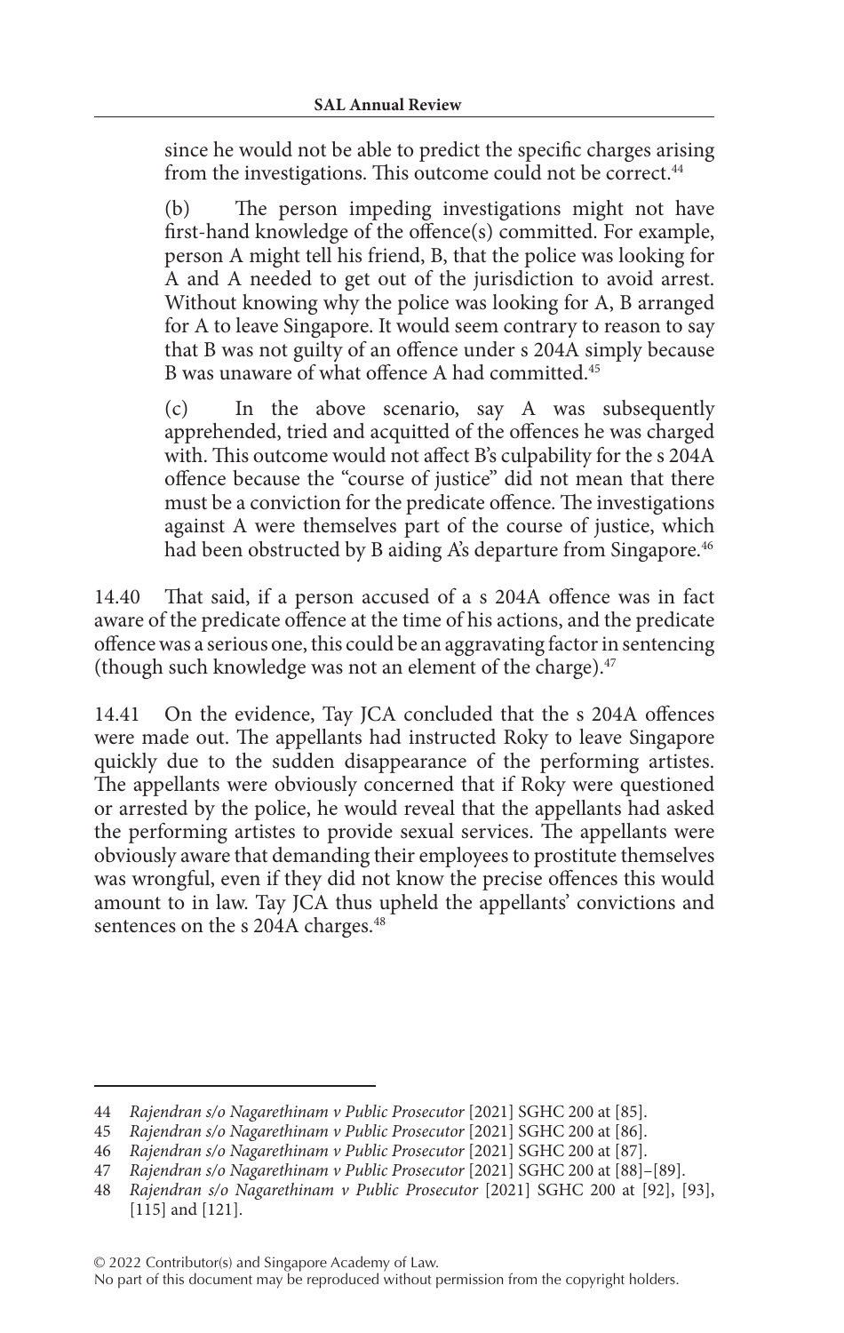since he would not be able to predict the specific charges arising from the investigations. This outcome could not be correct.[44]

(b) The person impeding investigations might not have first-hand knowledge of the offence(s) committed. For example, person A might tell his friend, B, that the police was looking for A and A needed to get out of the jurisdiction to avoid arrest. Without knowing why the police was looking for A, B arranged for A to leave Singapore. It would seem contrary to reason to say that B was not guilty of an offence under s 204A simply because B was unaware of what offence A had committed.[45]

(c) In the above scenario, say A was subsequently apprehended, tried and acquitted of the offences he was charged with. This outcome would not affect B's culpability for the s 204A offence because the "course of justice" did not mean that there must be a conviction for the predicate offence. The investigations against A were themselves part of the course of justice, which had been obstructed by B aiding A's departure from Singapore.[46]

14.40 That said, if a person accused of a s 204A offence was in fact aware of the predicate offence at the time of his actions, and the predicate offence was a serious one, this could be an aggravating factor in sentencing (though such knowledge was not an element of the charge).[47]

14.41 On the evidence, Tay JCA concluded that the s 204A offences were made out. The appellants had instructed Roky to leave Singapore quickly due to the sudden disappearance of the performing artistes. The appellants were obviously concerned that if Roky were questioned or arrested by the police, he would reveal that the appellants had asked the performing artistes to provide sexual services. The appellants were obviously aware that demanding their employees to prostitute themselves was wrongful, even if they did not know the precise offences this would amount to in law. Tay JCA thus upheld the appellants' convictions and sentences on the s 204A charges.[48]

---

44 *Rajendran s/o Nagarethinam v Public Prosecutor* [2021] SGHC 200 at [85].

45 *Rajendran s/o Nagarethinam v Public Prosecutor* [2021] SGHC 200 at [86].

46 *Rajendran s/o Nagarethinam v Public Prosecutor* [2021] SGHC 200 at [87].

47 *Rajendran s/o Nagarethinam v Public Prosecutor* [2021] SGHC 200 at [88]–[89].

48 *Rajendran s/o Nagarethinam v Public Prosecutor* [2021] SGHC 200 at [92], [93], [115] and [121].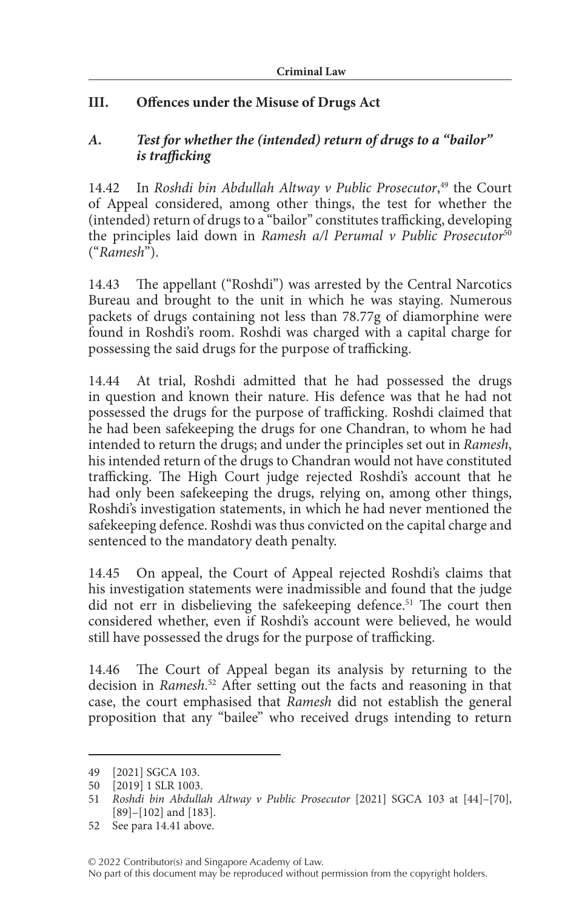## III. Offences under the Misuse of Drugs Act

### *A. Test for whether the (intended) return of drugs to a "bailor" is trafficking*

14.42 In *Roshdi bin Abdullah Altway v Public Prosecutor*,[49] the Court of Appeal considered, among other things, the test for whether the (intended) return of drugs to a "bailor" constitutes trafficking, developing the principles laid down in *Ramesh a/l Perumal v Public Prosecutor*[50] ("*Ramesh*").

14.43 The appellant ("Roshdi") was arrested by the Central Narcotics Bureau and brought to the unit in which he was staying. Numerous packets of drugs containing not less than 78.77g of diamorphine were found in Roshdi's room. Roshdi was charged with a capital charge for possessing the said drugs for the purpose of trafficking.

14.44 At trial, Roshdi admitted that he had possessed the drugs in question and known their nature. His defence was that he had not possessed the drugs for the purpose of trafficking. Roshdi claimed that he had been safekeeping the drugs for one Chandran, to whom he had intended to return the drugs; and under the principles set out in *Ramesh*, his intended return of the drugs to Chandran would not have constituted trafficking. The High Court judge rejected Roshdi's account that he had only been safekeeping the drugs, relying on, among other things, Roshdi's investigation statements, in which he had never mentioned the safekeeping defence. Roshdi was thus convicted on the capital charge and sentenced to the mandatory death penalty.

14.45 On appeal, the Court of Appeal rejected Roshdi's claims that his investigation statements were inadmissible and found that the judge did not err in disbelieving the safekeeping defence.[51] The court then considered whether, even if Roshdi's account were believed, he would still have possessed the drugs for the purpose of trafficking.

14.46 The Court of Appeal began its analysis by returning to the decision in *Ramesh*.[52] After setting out the facts and reasoning in that case, the court emphasised that *Ramesh* did not establish the general proposition that any "bailee" who received drugs intending to return

---

49 [2021] SGCA 103.

50 [2019] 1 SLR 1003.

51 *Roshdi bin Abdullah Altway v Public Prosecutor* [2021] SGCA 103 at [44]–[70], [89]–[102] and [183].

52 See para 14.41 above.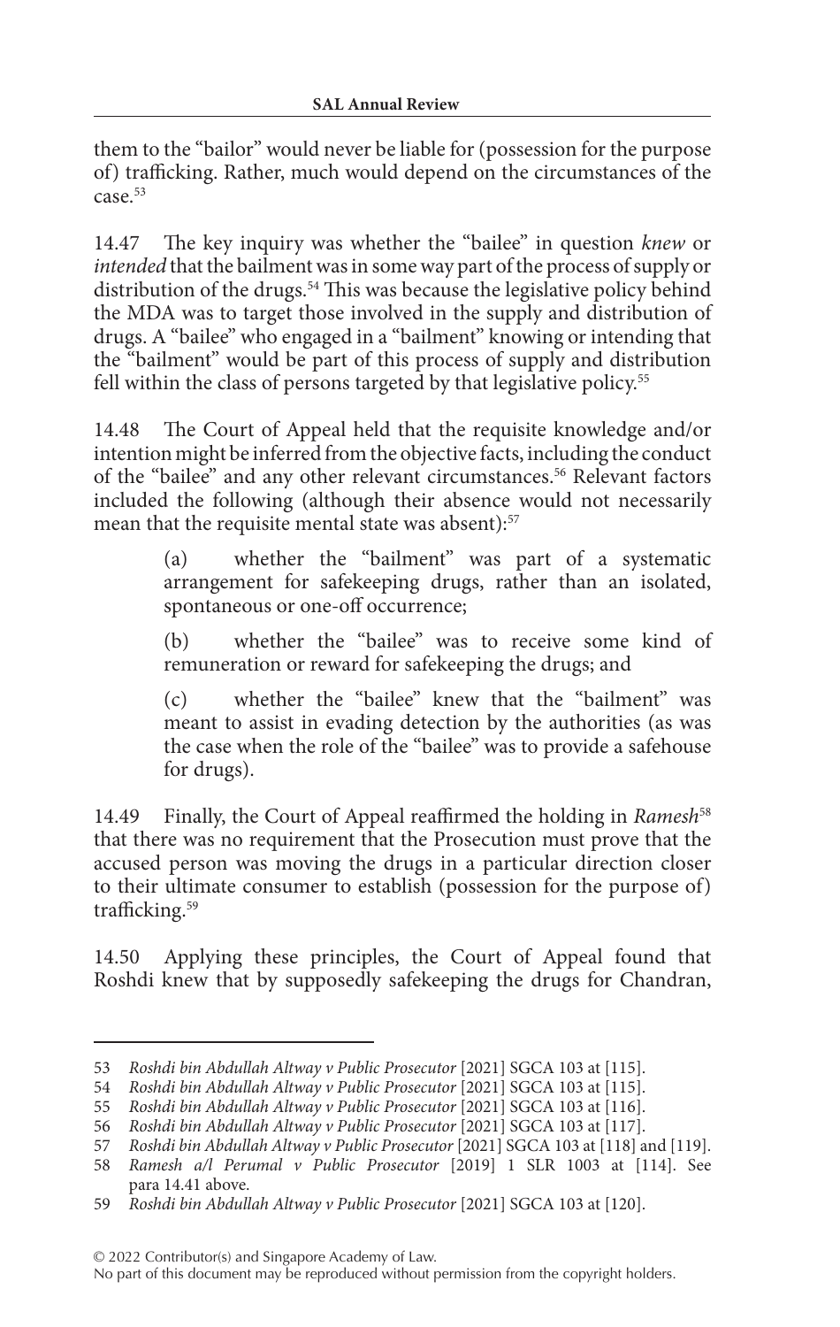them to the "bailor" would never be liable for (possession for the purpose of) trafficking. Rather, much would depend on the circumstances of the case.[53]

14.47 The key inquiry was whether the "bailee" in question *knew* or *intended* that the bailment was in some way part of the process of supply or distribution of the drugs.[54] This was because the legislative policy behind the MDA was to target those involved in the supply and distribution of drugs. A "bailee" who engaged in a "bailment" knowing or intending that the "bailment" would be part of this process of supply and distribution fell within the class of persons targeted by that legislative policy.[55]

14.48 The Court of Appeal held that the requisite knowledge and/or intention might be inferred from the objective facts, including the conduct of the "bailee" and any other relevant circumstances.[56] Relevant factors included the following (although their absence would not necessarily mean that the requisite mental state was absent):[57]

> (a) whether the "bailment" was part of a systematic arrangement for safekeeping drugs, rather than an isolated, spontaneous or one-off occurrence;
>
> (b) whether the "bailee" was to receive some kind of remuneration or reward for safekeeping the drugs; and
>
> (c) whether the "bailee" knew that the "bailment" was meant to assist in evading detection by the authorities (as was the case when the role of the "bailee" was to provide a safehouse for drugs).

14.49 Finally, the Court of Appeal reaffirmed the holding in *Ramesh*[58] that there was no requirement that the Prosecution must prove that the accused person was moving the drugs in a particular direction closer to their ultimate consumer to establish (possession for the purpose of) trafficking.[59]

14.50 Applying these principles, the Court of Appeal found that Roshdi knew that by supposedly safekeeping the drugs for Chandran,

---

53 *Roshdi bin Abdullah Altway v Public Prosecutor* [2021] SGCA 103 at [115].

54 *Roshdi bin Abdullah Altway v Public Prosecutor* [2021] SGCA 103 at [115].

55 *Roshdi bin Abdullah Altway v Public Prosecutor* [2021] SGCA 103 at [116].

56 *Roshdi bin Abdullah Altway v Public Prosecutor* [2021] SGCA 103 at [117].

57 *Roshdi bin Abdullah Altway v Public Prosecutor* [2021] SGCA 103 at [118] and [119].

58 *Ramesh a/l Perumal v Public Prosecutor* [2019] 1 SLR 1003 at [114]. See para 14.41 above.

59 *Roshdi bin Abdullah Altway v Public Prosecutor* [2021] SGCA 103 at [120].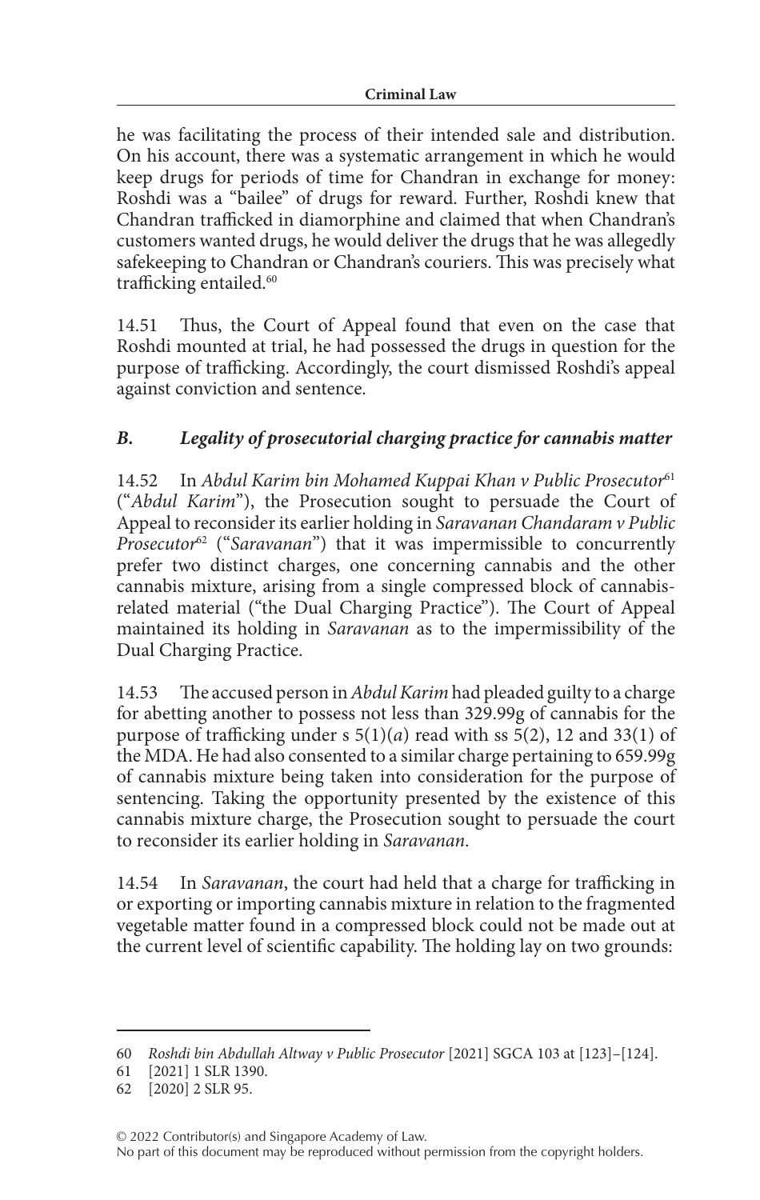he was facilitating the process of their intended sale and distribution. On his account, there was a systematic arrangement in which he would keep drugs for periods of time for Chandran in exchange for money: Roshdi was a "bailee" of drugs for reward. Further, Roshdi knew that Chandran trafficked in diamorphine and claimed that when Chandran's customers wanted drugs, he would deliver the drugs that he was allegedly safekeeping to Chandran or Chandran's couriers. This was precisely what trafficking entailed.[60]

14.51 Thus, the Court of Appeal found that even on the case that Roshdi mounted at trial, he had possessed the drugs in question for the purpose of trafficking. Accordingly, the court dismissed Roshdi's appeal against conviction and sentence.

### *B. Legality of prosecutorial charging practice for cannabis matter*

14.52 In *Abdul Karim bin Mohamed Kuppai Khan v Public Prosecutor*[61] ("*Abdul Karim*"), the Prosecution sought to persuade the Court of Appeal to reconsider its earlier holding in *Saravanan Chandaram v Public Prosecutor*[62] ("*Saravanan*") that it was impermissible to concurrently prefer two distinct charges, one concerning cannabis and the other cannabis mixture, arising from a single compressed block of cannabis-related material ("the Dual Charging Practice"). The Court of Appeal maintained its holding in *Saravanan* as to the impermissibility of the Dual Charging Practice.

14.53 The accused person in *Abdul Karim* had pleaded guilty to a charge for abetting another to possess not less than 329.99g of cannabis for the purpose of trafficking under s 5(1)(*a*) read with ss 5(2), 12 and 33(1) of the MDA. He had also consented to a similar charge pertaining to 659.99g of cannabis mixture being taken into consideration for the purpose of sentencing. Taking the opportunity presented by the existence of this cannabis mixture charge, the Prosecution sought to persuade the court to reconsider its earlier holding in *Saravanan*.

14.54 In *Saravanan*, the court had held that a charge for trafficking in or exporting or importing cannabis mixture in relation to the fragmented vegetable matter found in a compressed block could not be made out at the current level of scientific capability. The holding lay on two grounds:

---

60 *Roshdi bin Abdullah Altway v Public Prosecutor* [2021] SGCA 103 at [123]–[124].

61 [2021] 1 SLR 1390.

62 [2020] 2 SLR 95.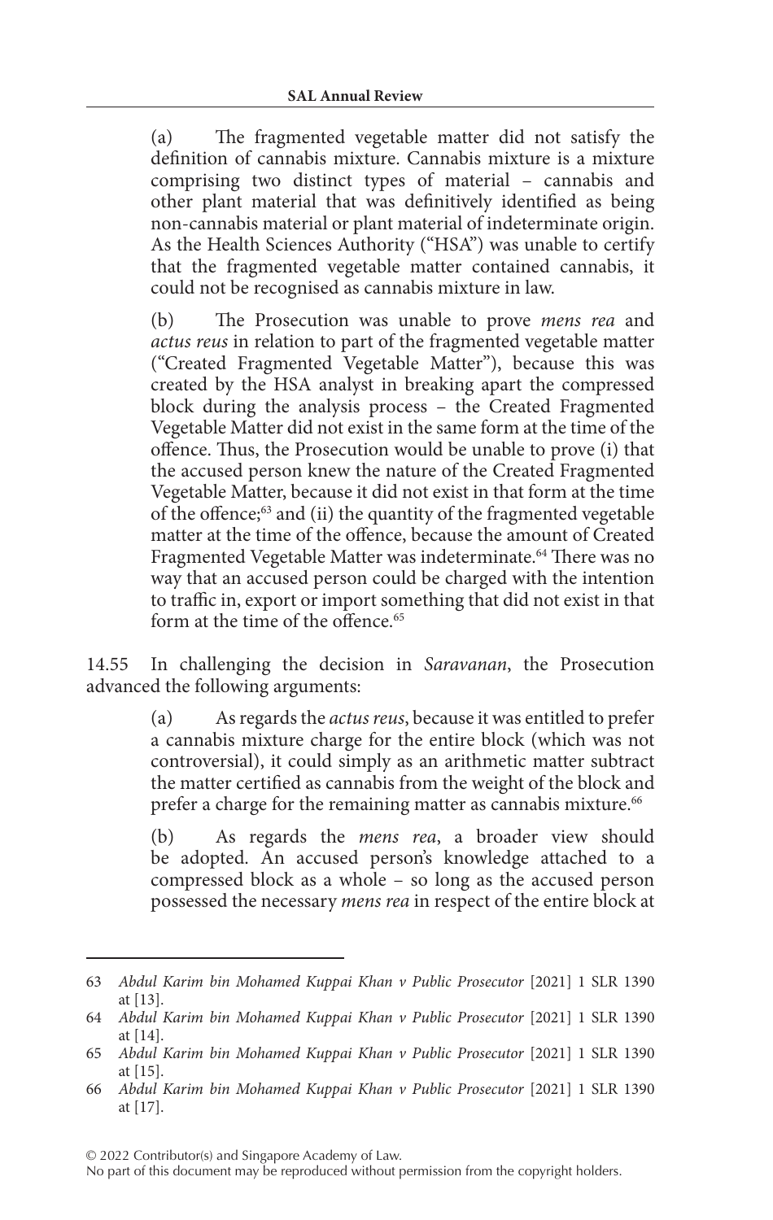(a) The fragmented vegetable matter did not satisfy the definition of cannabis mixture. Cannabis mixture is a mixture comprising two distinct types of material – cannabis and other plant material that was definitively identified as being non-cannabis material or plant material of indeterminate origin. As the Health Sciences Authority ("HSA") was unable to certify that the fragmented vegetable matter contained cannabis, it could not be recognised as cannabis mixture in law.

(b) The Prosecution was unable to prove *mens rea* and *actus reus* in relation to part of the fragmented vegetable matter ("Created Fragmented Vegetable Matter"), because this was created by the HSA analyst in breaking apart the compressed block during the analysis process – the Created Fragmented Vegetable Matter did not exist in the same form at the time of the offence. Thus, the Prosecution would be unable to prove (i) that the accused person knew the nature of the Created Fragmented Vegetable Matter, because it did not exist in that form at the time of the offence;[63] and (ii) the quantity of the fragmented vegetable matter at the time of the offence, because the amount of Created Fragmented Vegetable Matter was indeterminate.[64] There was no way that an accused person could be charged with the intention to traffic in, export or import something that did not exist in that form at the time of the offence.[65]

14.55 In challenging the decision in *Saravanan*, the Prosecution advanced the following arguments:

(a) As regards the *actus reus*, because it was entitled to prefer a cannabis mixture charge for the entire block (which was not controversial), it could simply as an arithmetic matter subtract the matter certified as cannabis from the weight of the block and prefer a charge for the remaining matter as cannabis mixture.[66]

(b) As regards the *mens rea*, a broader view should be adopted. An accused person's knowledge attached to a compressed block as a whole – so long as the accused person possessed the necessary *mens rea* in respect of the entire block at

---

63 *Abdul Karim bin Mohamed Kuppai Khan v Public Prosecutor* [2021] 1 SLR 1390 at [13].

64 *Abdul Karim bin Mohamed Kuppai Khan v Public Prosecutor* [2021] 1 SLR 1390 at [14].

65 *Abdul Karim bin Mohamed Kuppai Khan v Public Prosecutor* [2021] 1 SLR 1390 at [15].

66 *Abdul Karim bin Mohamed Kuppai Khan v Public Prosecutor* [2021] 1 SLR 1390 at [17].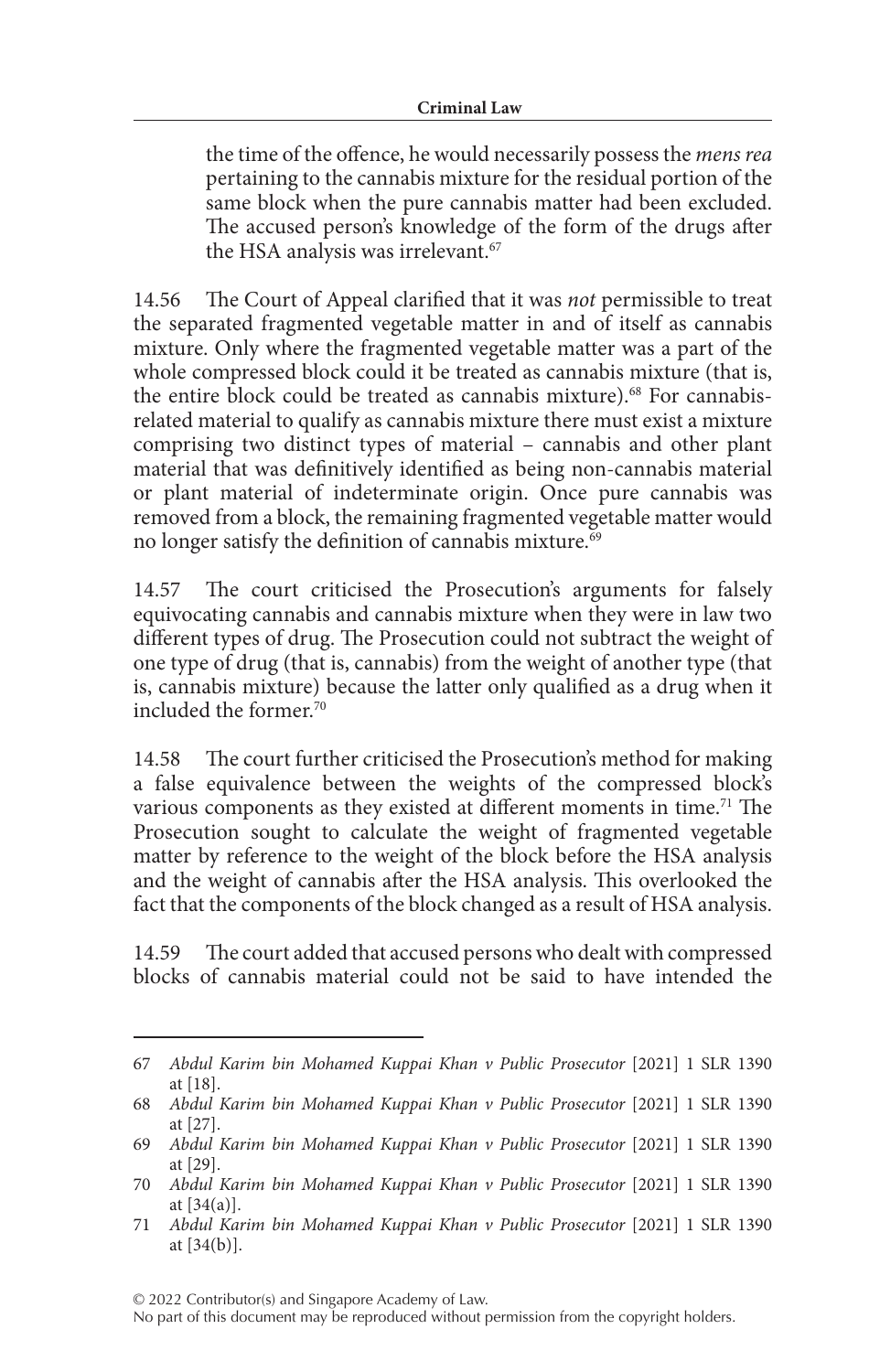the time of the offence, he would necessarily possess the *mens rea* pertaining to the cannabis mixture for the residual portion of the same block when the pure cannabis matter had been excluded. The accused person's knowledge of the form of the drugs after the HSA analysis was irrelevant.[67]

14.56 The Court of Appeal clarified that it was *not* permissible to treat the separated fragmented vegetable matter in and of itself as cannabis mixture. Only where the fragmented vegetable matter was a part of the whole compressed block could it be treated as cannabis mixture (that is, the entire block could be treated as cannabis mixture).[68] For cannabis-related material to qualify as cannabis mixture there must exist a mixture comprising two distinct types of material – cannabis and other plant material that was definitively identified as being non-cannabis material or plant material of indeterminate origin. Once pure cannabis was removed from a block, the remaining fragmented vegetable matter would no longer satisfy the definition of cannabis mixture.[69]

14.57 The court criticised the Prosecution's arguments for falsely equivocating cannabis and cannabis mixture when they were in law two different types of drug. The Prosecution could not subtract the weight of one type of drug (that is, cannabis) from the weight of another type (that is, cannabis mixture) because the latter only qualified as a drug when it included the former.[70]

14.58 The court further criticised the Prosecution's method for making a false equivalence between the weights of the compressed block's various components as they existed at different moments in time.[71] The Prosecution sought to calculate the weight of fragmented vegetable matter by reference to the weight of the block before the HSA analysis and the weight of cannabis after the HSA analysis. This overlooked the fact that the components of the block changed as a result of HSA analysis.

14.59 The court added that accused persons who dealt with compressed blocks of cannabis material could not be said to have intended the

---

67 *Abdul Karim bin Mohamed Kuppai Khan v Public Prosecutor* [2021] 1 SLR 1390 at [18].

68 *Abdul Karim bin Mohamed Kuppai Khan v Public Prosecutor* [2021] 1 SLR 1390 at [27].

69 *Abdul Karim bin Mohamed Kuppai Khan v Public Prosecutor* [2021] 1 SLR 1390 at [29].

70 *Abdul Karim bin Mohamed Kuppai Khan v Public Prosecutor* [2021] 1 SLR 1390 at [34(a)].

71 *Abdul Karim bin Mohamed Kuppai Khan v Public Prosecutor* [2021] 1 SLR 1390 at [34(b)].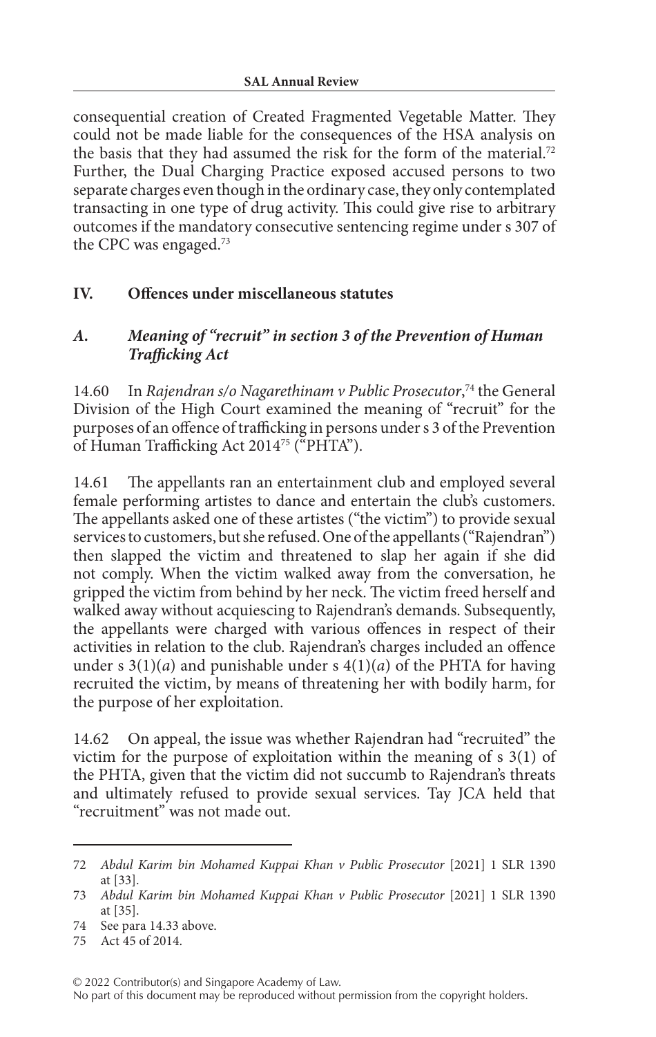consequential creation of Created Fragmented Vegetable Matter. They could not be made liable for the consequences of the HSA analysis on the basis that they had assumed the risk for the form of the material.[72] Further, the Dual Charging Practice exposed accused persons to two separate charges even though in the ordinary case, they only contemplated transacting in one type of drug activity. This could give rise to arbitrary outcomes if the mandatory consecutive sentencing regime under s 307 of the CPC was engaged.[73]

## IV. Offences under miscellaneous statutes

### *A. Meaning of "recruit" in section 3 of the Prevention of Human Trafficking Act*

14.60 In *Rajendran s/o Nagarethinam v Public Prosecutor*,[74] the General Division of the High Court examined the meaning of "recruit" for the purposes of an offence of trafficking in persons under s 3 of the Prevention of Human Trafficking Act 2014[75] ("PHTA").

14.61 The appellants ran an entertainment club and employed several female performing artistes to dance and entertain the club's customers. The appellants asked one of these artistes ("the victim") to provide sexual services to customers, but she refused. One of the appellants ("Rajendran") then slapped the victim and threatened to slap her again if she did not comply. When the victim walked away from the conversation, he gripped the victim from behind by her neck. The victim freed herself and walked away without acquiescing to Rajendran's demands. Subsequently, the appellants were charged with various offences in respect of their activities in relation to the club. Rajendran's charges included an offence under s 3(1)(*a*) and punishable under s 4(1)(*a*) of the PHTA for having recruited the victim, by means of threatening her with bodily harm, for the purpose of her exploitation.

14.62 On appeal, the issue was whether Rajendran had "recruited" the victim for the purpose of exploitation within the meaning of s 3(1) of the PHTA, given that the victim did not succumb to Rajendran's threats and ultimately refused to provide sexual services. Tay JCA held that "recruitment" was not made out.

---

72 *Abdul Karim bin Mohamed Kuppai Khan v Public Prosecutor* [2021] 1 SLR 1390 at [33].

73 *Abdul Karim bin Mohamed Kuppai Khan v Public Prosecutor* [2021] 1 SLR 1390 at [35].

74 See para 14.33 above.

75 Act 45 of 2014.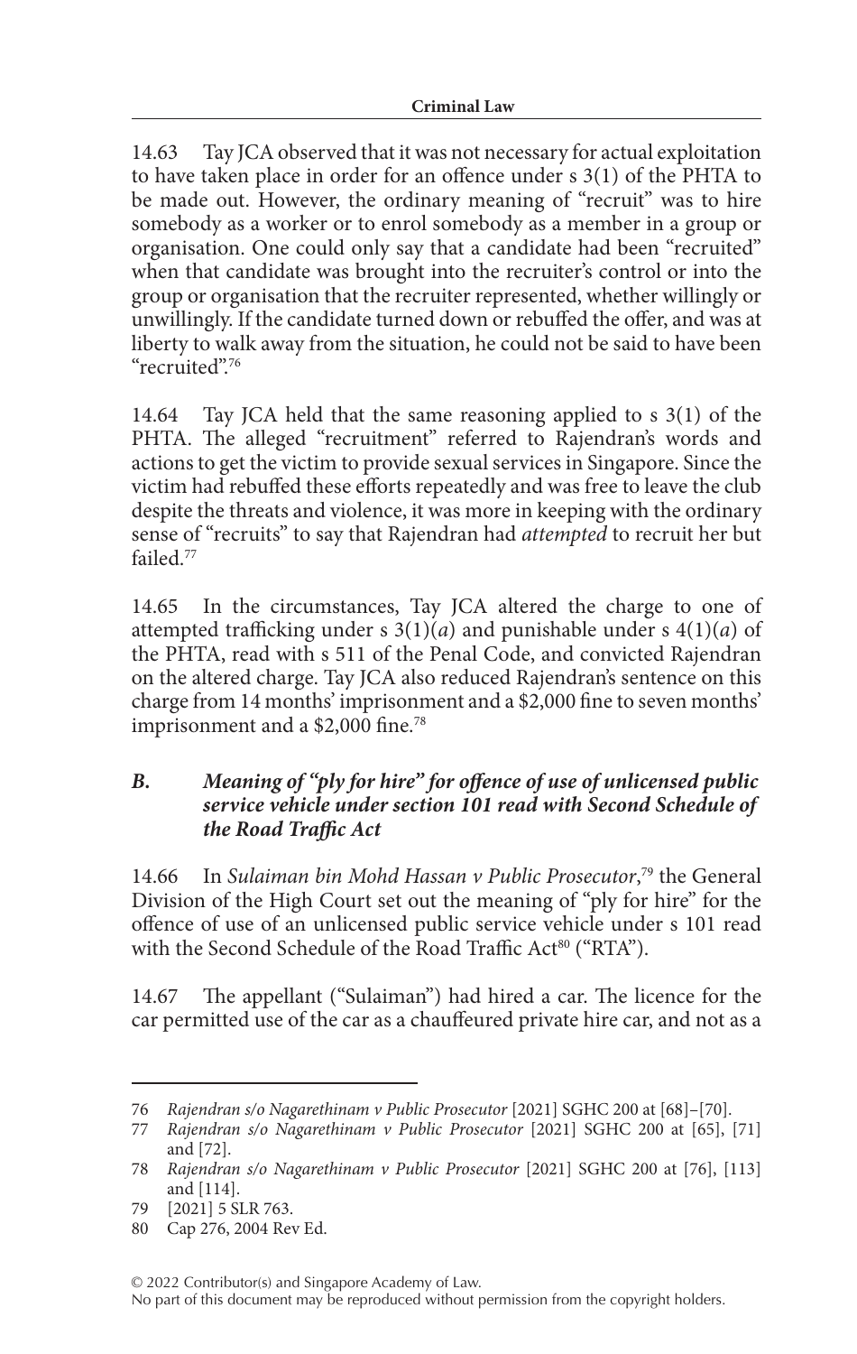14.63 Tay JCA observed that it was not necessary for actual exploitation to have taken place in order for an offence under s 3(1) of the PHTA to be made out. However, the ordinary meaning of "recruit" was to hire somebody as a worker or to enrol somebody as a member in a group or organisation. One could only say that a candidate had been "recruited" when that candidate was brought into the recruiter's control or into the group or organisation that the recruiter represented, whether willingly or unwillingly. If the candidate turned down or rebuffed the offer, and was at liberty to walk away from the situation, he could not be said to have been "recruited".[76]

14.64 Tay JCA held that the same reasoning applied to s 3(1) of the PHTA. The alleged "recruitment" referred to Rajendran's words and actions to get the victim to provide sexual services in Singapore. Since the victim had rebuffed these efforts repeatedly and was free to leave the club despite the threats and violence, it was more in keeping with the ordinary sense of "recruits" to say that Rajendran had *attempted* to recruit her but failed.[77]

14.65 In the circumstances, Tay JCA altered the charge to one of attempted trafficking under s 3(1)(*a*) and punishable under s 4(1)(*a*) of the PHTA, read with s 511 of the Penal Code, and convicted Rajendran on the altered charge. Tay JCA also reduced Rajendran's sentence on this charge from 14 months' imprisonment and a $2,000 fine to seven months' imprisonment and a $2,000 fine.[78]

### *B. Meaning of "ply for hire" for offence of use of unlicensed public service vehicle under section 101 read with Second Schedule of the Road Traffic Act*

14.66 In *Sulaiman bin Mohd Hassan v Public Prosecutor*,[79] the General Division of the High Court set out the meaning of "ply for hire" for the offence of use of an unlicensed public service vehicle under s 101 read with the Second Schedule of the Road Traffic Act[80] ("RTA").

14.67 The appellant ("Sulaiman") had hired a car. The licence for the car permitted use of the car as a chauffeured private hire car, and not as a

---

76 *Rajendran s/o Nagarethinam v Public Prosecutor* [2021] SGHC 200 at [68]–[70].

77 *Rajendran s/o Nagarethinam v Public Prosecutor* [2021] SGHC 200 at [65], [71] and [72].

78 *Rajendran s/o Nagarethinam v Public Prosecutor* [2021] SGHC 200 at [76], [113] and [114].

79 [2021] 5 SLR 763.

80 Cap 276, 2004 Rev Ed.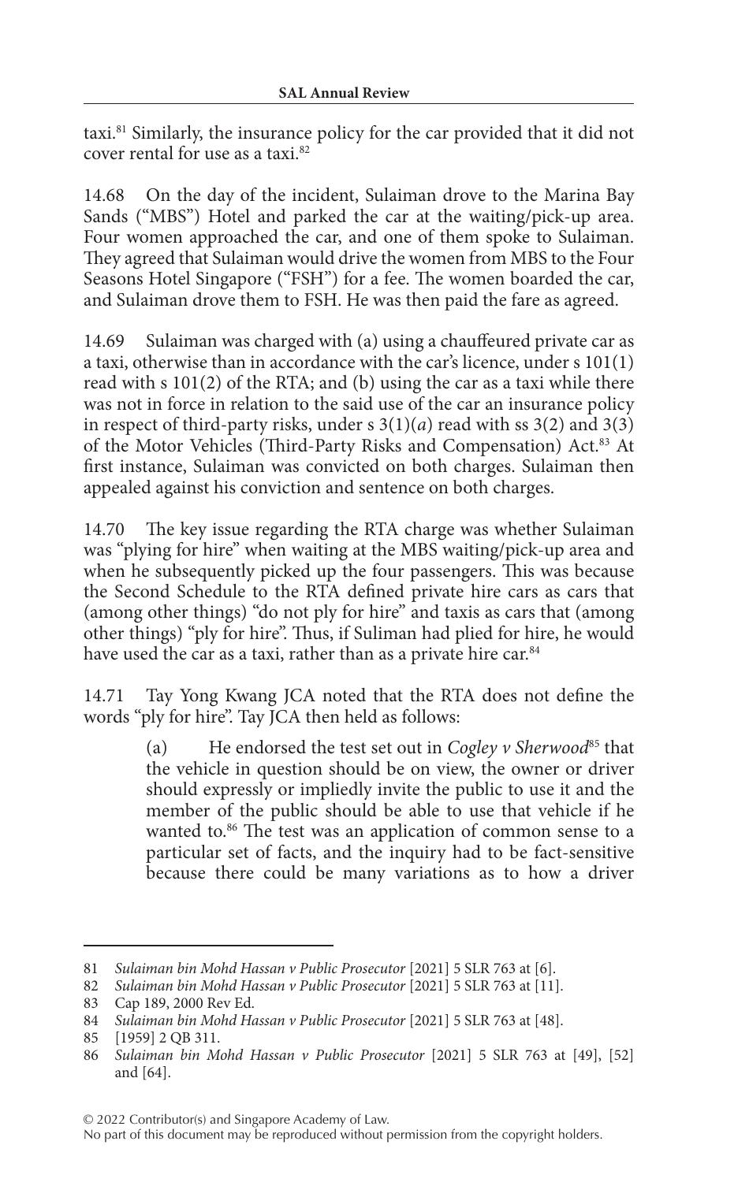taxi.[81] Similarly, the insurance policy for the car provided that it did not cover rental for use as a taxi.[82]

14.68 On the day of the incident, Sulaiman drove to the Marina Bay Sands ("MBS") Hotel and parked the car at the waiting/pick-up area. Four women approached the car, and one of them spoke to Sulaiman. They agreed that Sulaiman would drive the women from MBS to the Four Seasons Hotel Singapore ("FSH") for a fee. The women boarded the car, and Sulaiman drove them to FSH. He was then paid the fare as agreed.

14.69 Sulaiman was charged with (a) using a chauffeured private car as a taxi, otherwise than in accordance with the car's licence, under s 101(1) read with s 101(2) of the RTA; and (b) using the car as a taxi while there was not in force in relation to the said use of the car an insurance policy in respect of third-party risks, under s 3(1)(*a*) read with ss 3(2) and 3(3) of the Motor Vehicles (Third-Party Risks and Compensation) Act.[83] At first instance, Sulaiman was convicted on both charges. Sulaiman then appealed against his conviction and sentence on both charges.

14.70 The key issue regarding the RTA charge was whether Sulaiman was "plying for hire" when waiting at the MBS waiting/pick-up area and when he subsequently picked up the four passengers. This was because the Second Schedule to the RTA defined private hire cars as cars that (among other things) "do not ply for hire" and taxis as cars that (among other things) "ply for hire". Thus, if Suliman had plied for hire, he would have used the car as a taxi, rather than as a private hire car.[84]

14.71 Tay Yong Kwang JCA noted that the RTA does not define the words "ply for hire". Tay JCA then held as follows:

> (a) He endorsed the test set out in *Cogley v Sherwood*[85] that the vehicle in question should be on view, the owner or driver should expressly or impliedly invite the public to use it and the member of the public should be able to use that vehicle if he wanted to.[86] The test was an application of common sense to a particular set of facts, and the inquiry had to be fact-sensitive because there could be many variations as to how a driver

---

81 *Sulaiman bin Mohd Hassan v Public Prosecutor* [2021] 5 SLR 763 at [6].

82 *Sulaiman bin Mohd Hassan v Public Prosecutor* [2021] 5 SLR 763 at [11].

83 Cap 189, 2000 Rev Ed.

84 *Sulaiman bin Mohd Hassan v Public Prosecutor* [2021] 5 SLR 763 at [48].

85 [1959] 2 QB 311.

86 *Sulaiman bin Mohd Hassan v Public Prosecutor* [2021] 5 SLR 763 at [49], [52] and [64].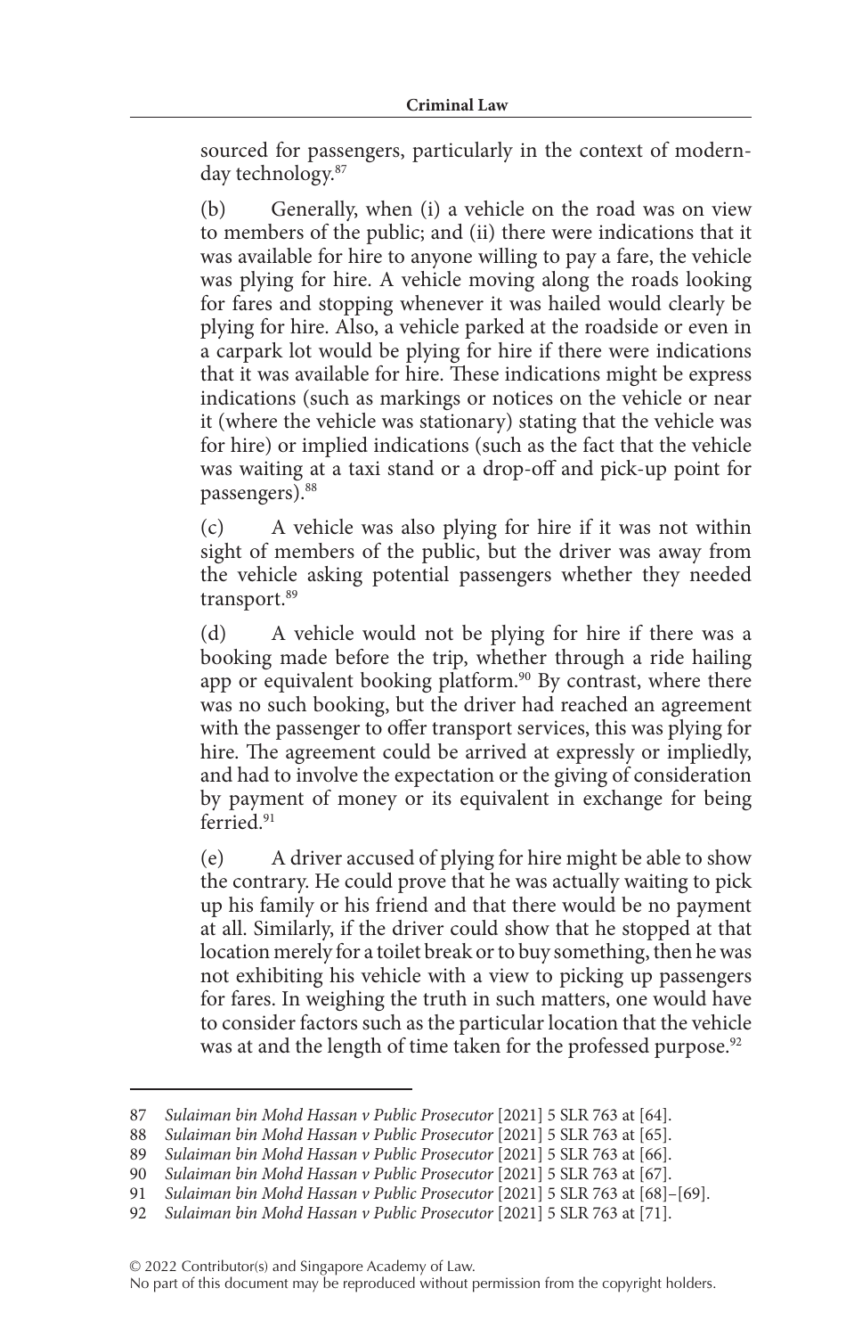sourced for passengers, particularly in the context of modern-day technology.[87]

(b) Generally, when (i) a vehicle on the road was on view to members of the public; and (ii) there were indications that it was available for hire to anyone willing to pay a fare, the vehicle was plying for hire. A vehicle moving along the roads looking for fares and stopping whenever it was hailed would clearly be plying for hire. Also, a vehicle parked at the roadside or even in a carpark lot would be plying for hire if there were indications that it was available for hire. These indications might be express indications (such as markings or notices on the vehicle or near it (where the vehicle was stationary) stating that the vehicle was for hire) or implied indications (such as the fact that the vehicle was waiting at a taxi stand or a drop-off and pick-up point for passengers).[88]

(c) A vehicle was also plying for hire if it was not within sight of members of the public, but the driver was away from the vehicle asking potential passengers whether they needed transport.[89]

(d) A vehicle would not be plying for hire if there was a booking made before the trip, whether through a ride hailing app or equivalent booking platform.[90] By contrast, where there was no such booking, but the driver had reached an agreement with the passenger to offer transport services, this was plying for hire. The agreement could be arrived at expressly or impliedly, and had to involve the expectation or the giving of consideration by payment of money or its equivalent in exchange for being ferried.[91]

(e) A driver accused of plying for hire might be able to show the contrary. He could prove that he was actually waiting to pick up his family or his friend and that there would be no payment at all. Similarly, if the driver could show that he stopped at that location merely for a toilet break or to buy something, then he was not exhibiting his vehicle with a view to picking up passengers for fares. In weighing the truth in such matters, one would have to consider factors such as the particular location that the vehicle was at and the length of time taken for the professed purpose.[92]

---

87 *Sulaiman bin Mohd Hassan v Public Prosecutor* [2021] 5 SLR 763 at [64].

88 *Sulaiman bin Mohd Hassan v Public Prosecutor* [2021] 5 SLR 763 at [65].

89 *Sulaiman bin Mohd Hassan v Public Prosecutor* [2021] 5 SLR 763 at [66].

90 *Sulaiman bin Mohd Hassan v Public Prosecutor* [2021] 5 SLR 763 at [67].

91 *Sulaiman bin Mohd Hassan v Public Prosecutor* [2021] 5 SLR 763 at [68]–[69].

92 *Sulaiman bin Mohd Hassan v Public Prosecutor* [2021] 5 SLR 763 at [71].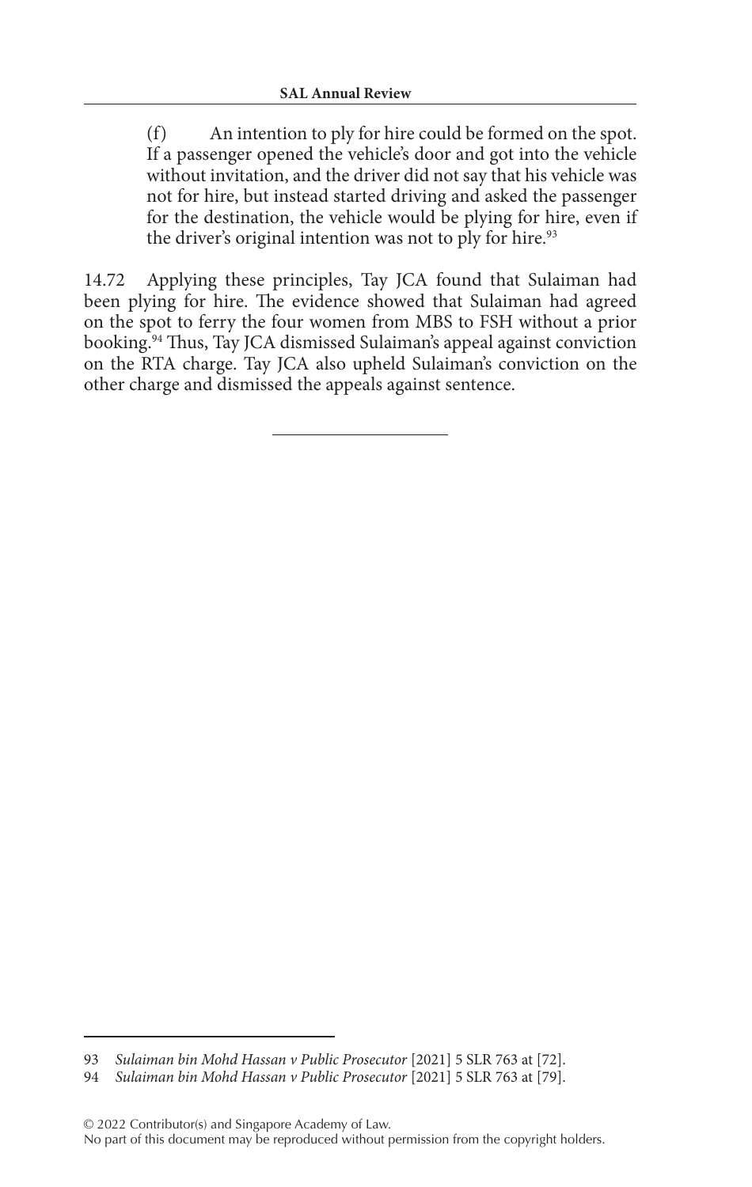(f) An intention to ply for hire could be formed on the spot. If a passenger opened the vehicle's door and got into the vehicle without invitation, and the driver did not say that his vehicle was not for hire, but instead started driving and asked the passenger for the destination, the vehicle would be plying for hire, even if the driver's original intention was not to ply for hire.[93]

14.72 Applying these principles, Tay JCA found that Sulaiman had been plying for hire. The evidence showed that Sulaiman had agreed on the spot to ferry the four women from MBS to FSH without a prior booking.[94] Thus, Tay JCA dismissed Sulaiman's appeal against conviction on the RTA charge. Tay JCA also upheld Sulaiman's conviction on the other charge and dismissed the appeals against sentence.

---

93 *Sulaiman bin Mohd Hassan v Public Prosecutor* [2021] 5 SLR 763 at [72].

94 *Sulaiman bin Mohd Hassan v Public Prosecutor* [2021] 5 SLR 763 at [79].

© 2022 Contributor(s) and Singapore Academy of Law.
No part of this document may be reproduced without permission from the copyright holders.